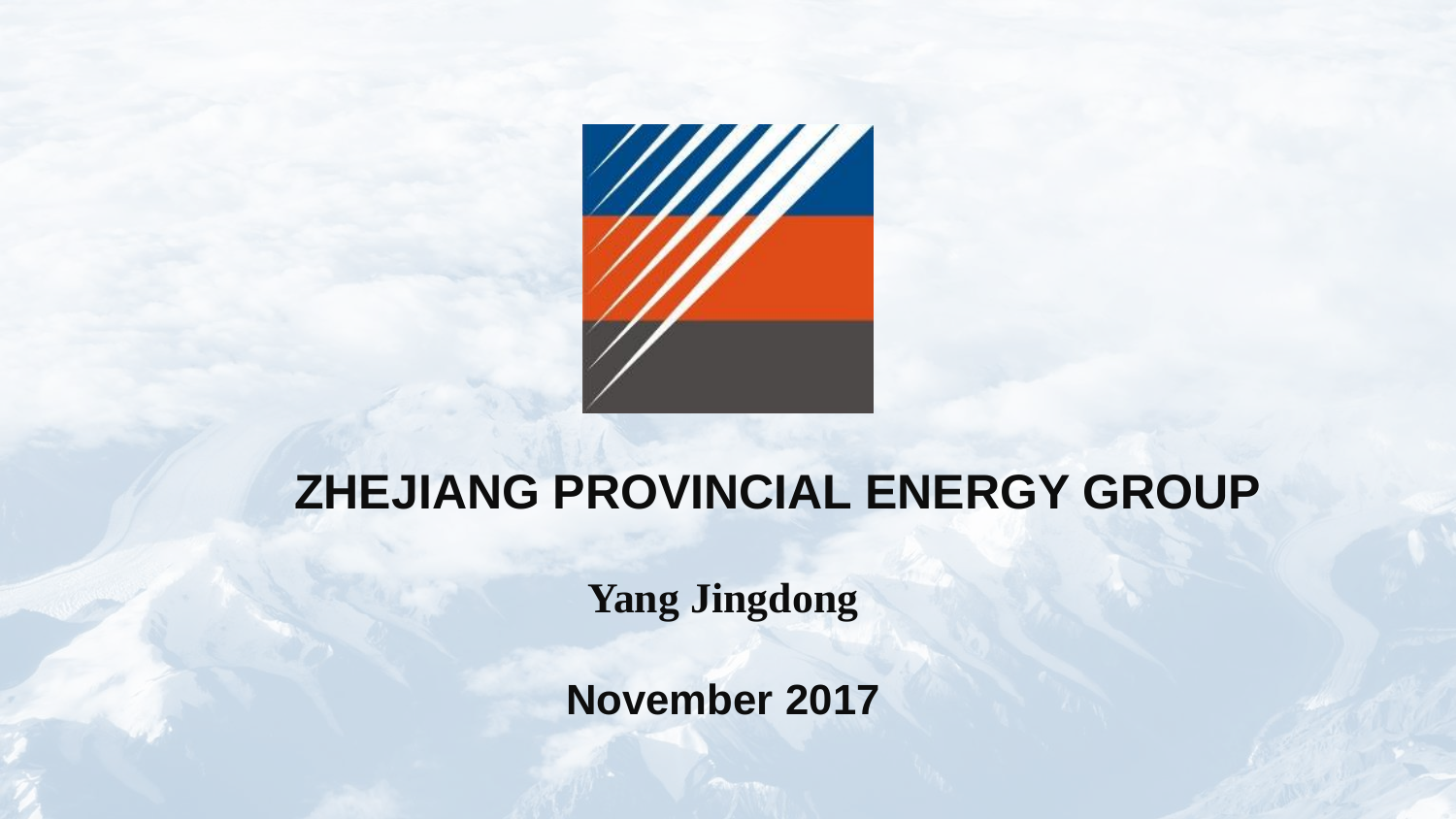# ZHEJIANG PROVINCIAL ENERGY GROUP

**Yang Jingdong**

**November 2017**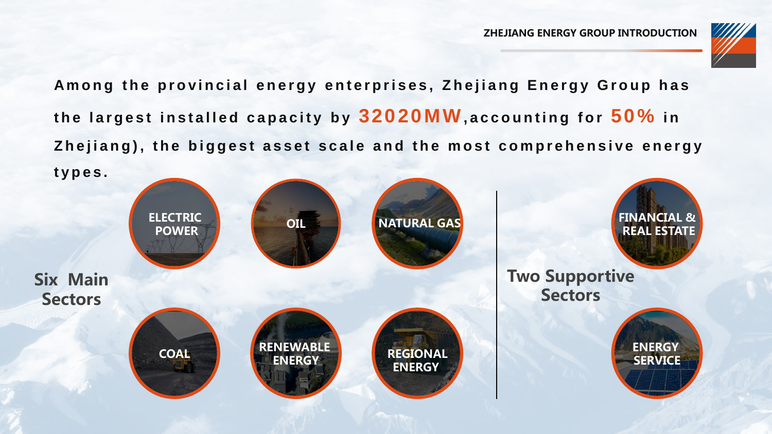# ZHEJIANG ENERGY GROUP INTRODUCTION

Among the provincial energy enterprises, Zhejiang Energy Group has the largest installed capacity by **32020MW**,accounting for **50%** in Zhejiang), the biggest asset scale and the most comprehensive energy types.

## Six Main Sectors

- ELECTRIC POWER
- OIL
- NATURAL GAS
- COAL
- RENEWABLE ENERGY
- REGIONAL ENERGY

## Two Supportive Sectors

- FINANCIAL & REAL ESTATE
- ENERGY SERVICE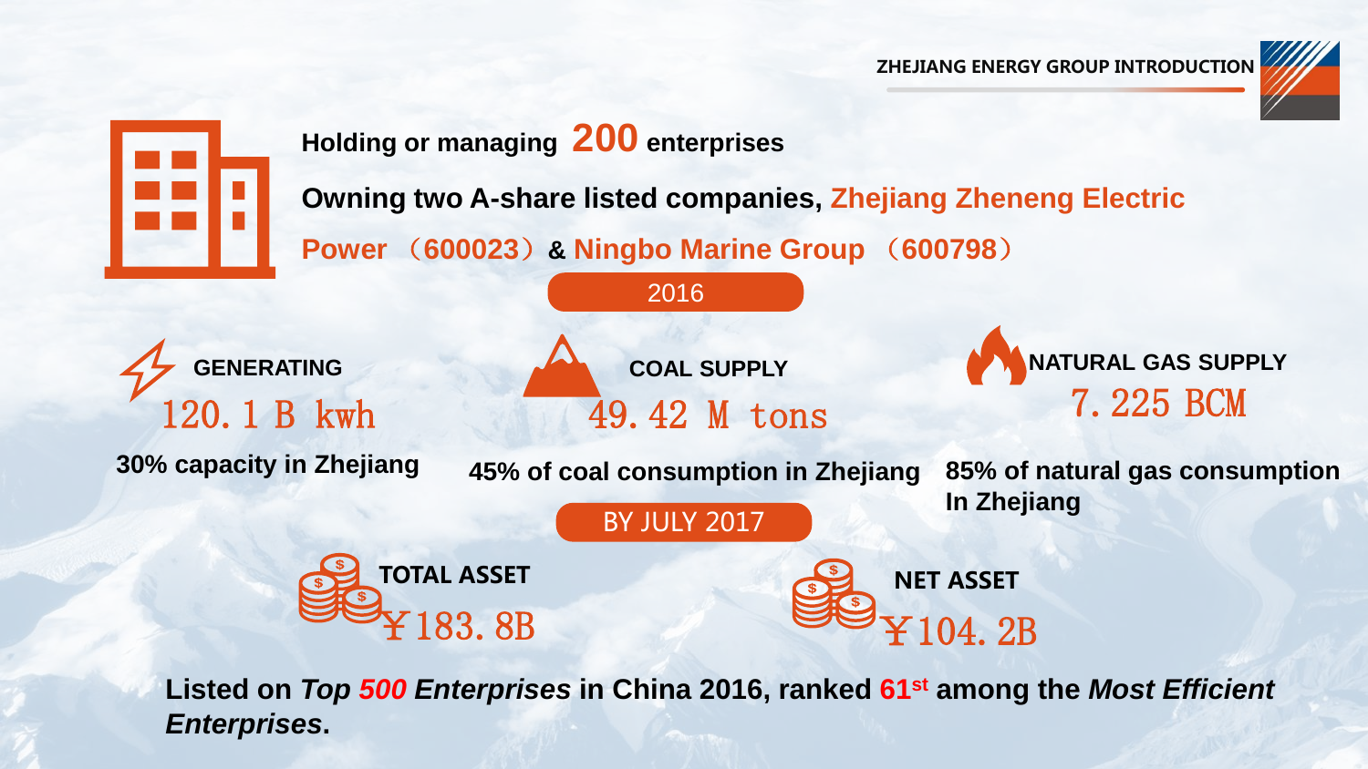Holding or managing **200** enterprises

**Owning two A-share listed companies, Zhejiang Zheneng Electric Power （600023）& Ningbo Marine Group （600798）**

**2016**

**GENERATING**

120.1 B kwh

**30% capacity in Zhejiang**

**COAL SUPPLY**

49.42 M tons

**45% of coal consumption in Zhejiang**

**NATURAL GAS SUPPLY**

7.225 BCM

**85% of natural gas consumption In Zhejiang**

**BY JULY 2017**

**TOTAL ASSET**

￥183.8B

**NET ASSET**

￥104.2B

**Listed on *Top 500 Enterprises* in China 2016, ranked 61st among the *Most Efficient Enterprises*.**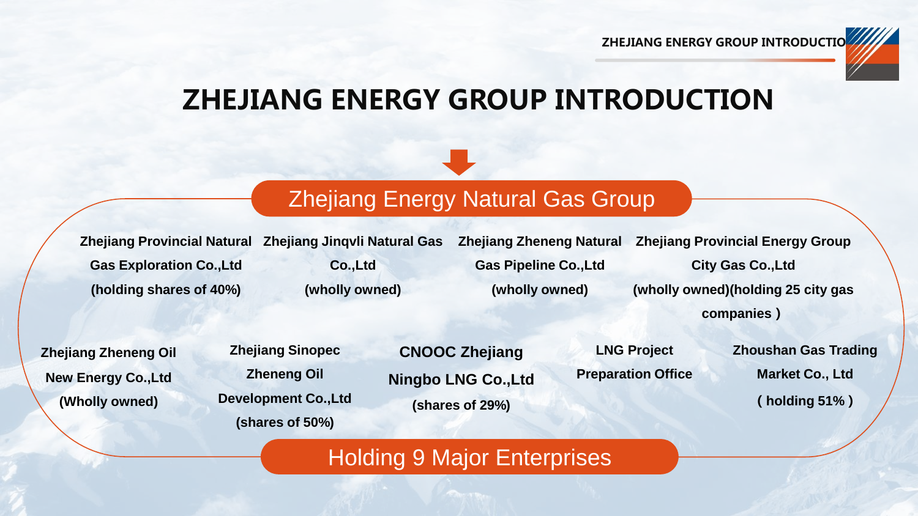# ZHEJIANG ENERGY GROUP INTRODUCTION

## Zhejiang Energy Natural Gas Group

- **Zhejiang Provincial Natural Gas Exploration Co.,Ltd (holding shares of 40%)**
- **Zhejiang Jinqvli Natural Gas Co.,Ltd (wholly owned)**
- **Zhejiang Zheneng Natural Gas Pipeline Co.,Ltd (wholly owned)**
- **Zhejiang Provincial Energy Group City Gas Co.,Ltd (wholly owned)(holding 25 city gas companies )**
- **Zhejiang Zheneng Oil New Energy Co.,Ltd (Wholly owned)**
- **Zhejiang Sinopec Zheneng Oil Development Co.,Ltd (shares of 50%)**
- **CNOOC Zhejiang Ningbo LNG Co.,Ltd (shares of 29%)**
- **LNG Project Preparation Office**
- **Zhoushan Gas Trading Market Co., Ltd ( holding 51% )**

Holding 9 Major Enterprises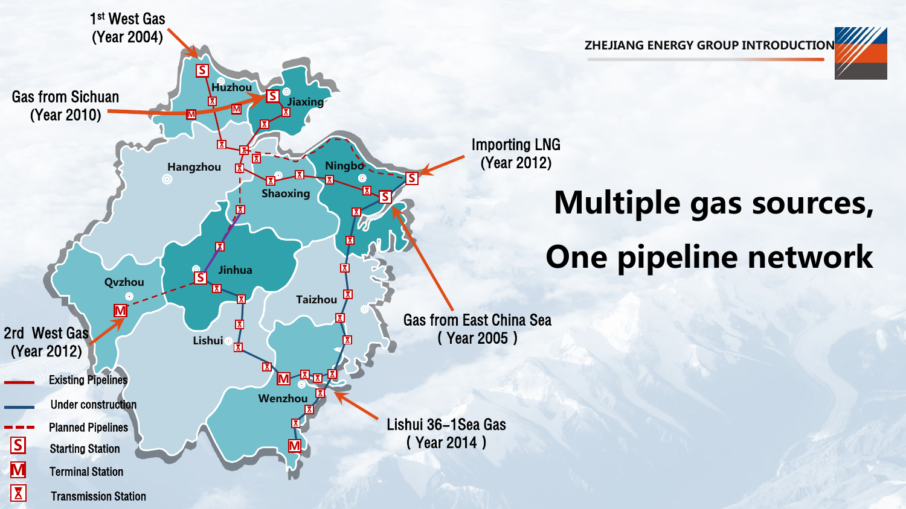ZHEJIANG ENERGY GROUP INTRODUCTION

# Multiple gas sources, One pipeline network

1st West Gas (Year 2004)

Gas from Sichuan (Year 2010)

Importing LNG (Year 2012)

Gas from East China Sea ( Year 2005 )

2rd West Gas (Year 2012)

Lishui 36-1Sea Gas ( Year 2014 )

Huzhou

Jiaxing

Hangzhou

Ningbo

Shaoxing

Jinhua

Qvzhou

Taizhou

Lishui

Wenzhou

- Existing Pipelines
- Under construction
- Planned Pipelines
- S Starting Station
- M Terminal Station
- Transmission Station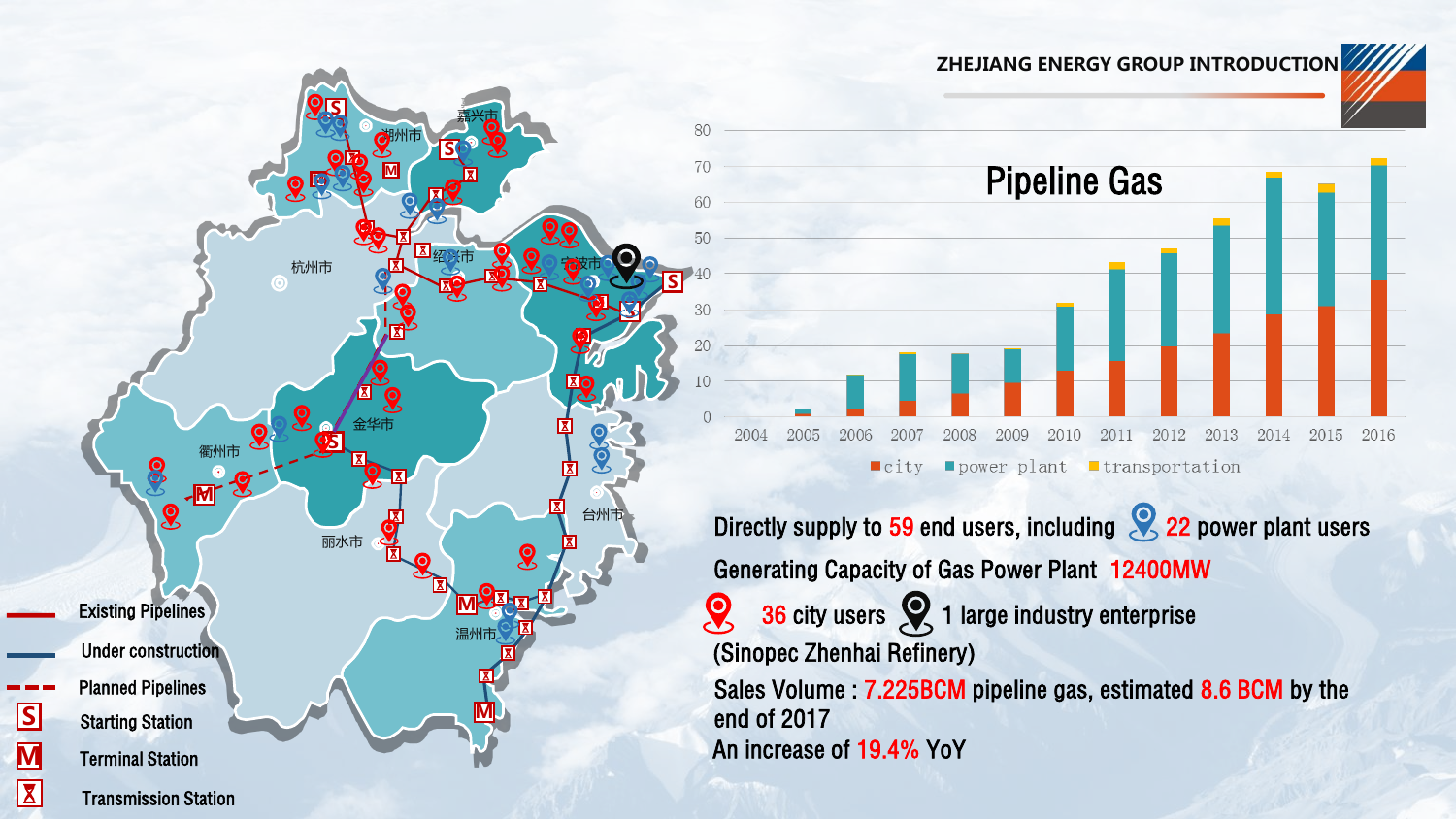## ZHEJIANG ENERGY GROUP INTRODUCTION

- Existing Pipelines
- Under construction
- Planned Pipelines
- S Starting Station
- M Terminal Station
- Transmission Station

湖州市 嘉兴市 杭州市 绍兴市 宁波市 衢州市 金华市 台州市 丽水市 温州市

### Pipeline Gas

city | power plant | transportation

Directly supply to **59** end users, including **22** power plant users

Generating Capacity of Gas Power Plant **12400MW**

**36** city users, 1 large industry enterprise (Sinopec Zhenhai Refinery)

Sales Volume : **7.225BCM** pipeline gas, estimated **8.6 BCM** by the end of 2017

An increase of **19.4%** YoY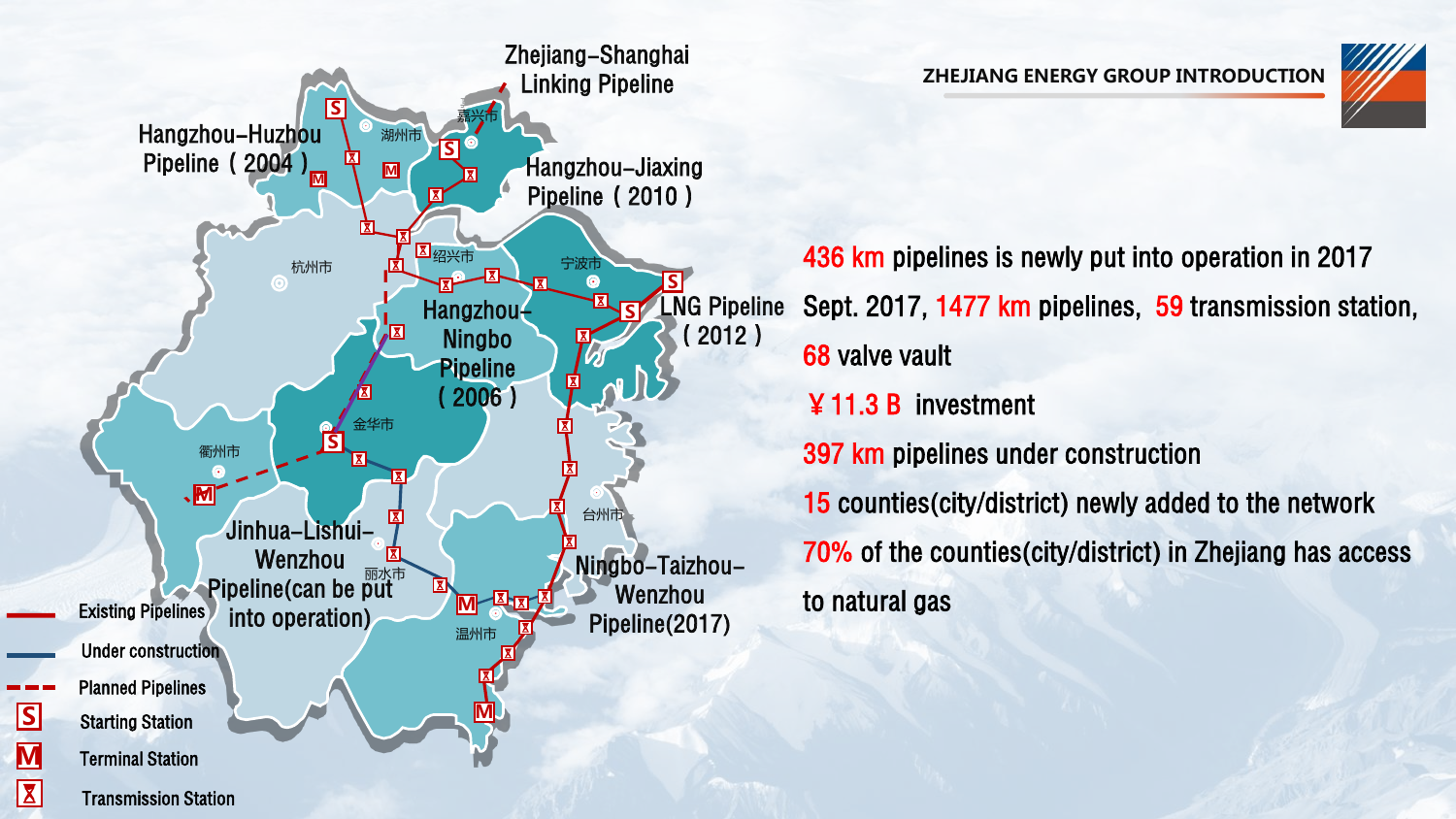# ZHEJIANG ENERGY GROUP INTRODUCTION

Zhejiang–Shanghai Linking Pipeline

Hangzhou–Huzhou Pipeline（2004）

Hangzhou–Jiaxing Pipeline（2010）

Hangzhou–Ningbo Pipeline（2006）

LNG Pipeline（2012）

Jinhua–Lishui–Wenzhou Pipeline(can be put into operation)

Ningbo–Taizhou–Wenzhou Pipeline(2017)

湖州市 嘉兴市 杭州市 绍兴市 宁波市 金华市 衢州市 台州市 丽水市 温州市

- Existing Pipelines
- Under construction
- Planned Pipelines
- S Starting Station
- M Terminal Station
- Transmission Station

436 km pipelines is newly put into operation in 2017

Sept. 2017, 1477 km pipelines, 59 transmission station, 68 valve vault

￥11.3 B investment

397 km pipelines under construction

15 counties(city/district) newly added to the network

70% of the counties(city/district) in Zhejiang has access to natural gas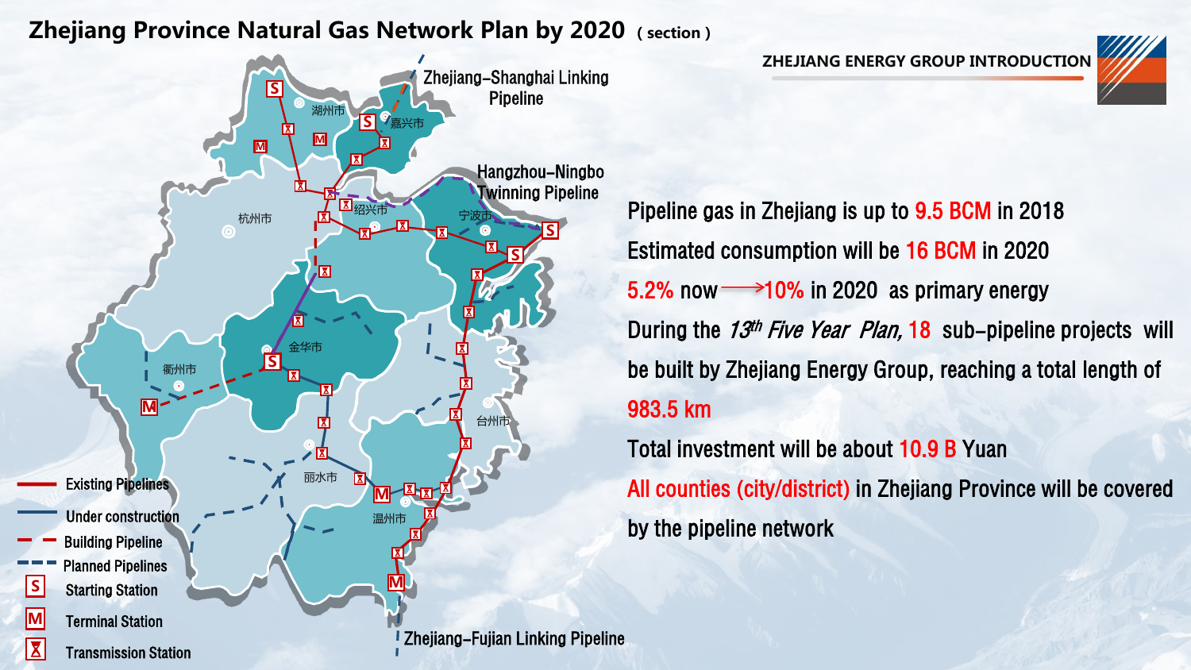# Zhejiang Province Natural Gas Network Plan by 2020 ( section )

ZHEJIANG ENERGY GROUP INTRODUCTION

Zhejiang–Shanghai Linking Pipeline

Hangzhou–Ningbo Twinning Pipeline

Zhejiang–Fujian Linking Pipeline

湖州市 嘉兴市 杭州市 绍兴市 宁波市 衢州市 金华市 台州市 丽水市 温州市

- Existing Pipelines
- Under construction
- Building Pipeline
- Planned Pipelines
- S Starting Station
- M Terminal Station
- Transmission Station

Pipeline gas in Zhejiang is up to 9.5 BCM in 2018

Estimated consumption will be 16 BCM in 2020

5.2% now ⟶ 10% in 2020 as primary energy

During the *13th Five Year Plan,* 18 sub-pipeline projects will be built by Zhejiang Energy Group, reaching a total length of 983.5 km

Total investment will be about 10.9 B Yuan

All counties (city/district) in Zhejiang Province will be covered by the pipeline network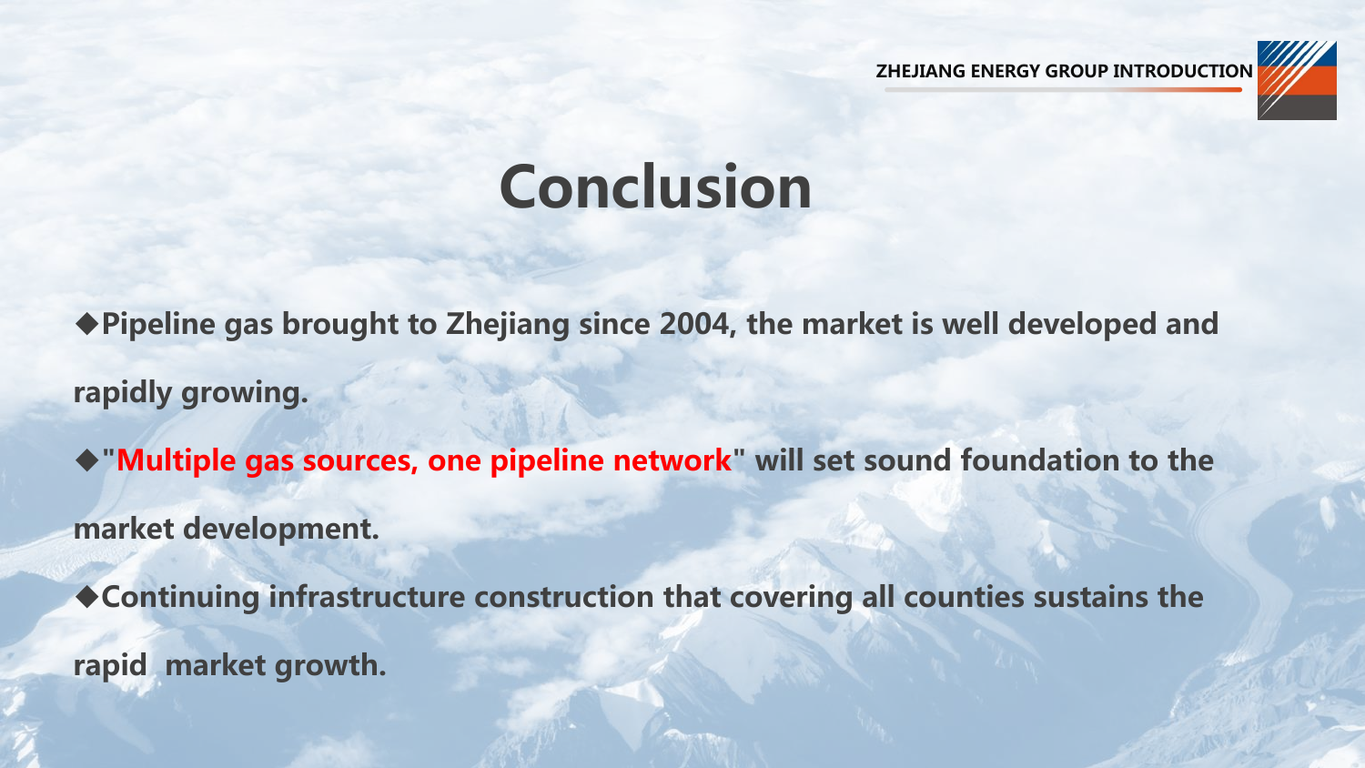# Conclusion

◆Pipeline gas brought to Zhejiang since 2004, the market is well developed and rapidly growing.

◆"**Multiple gas sources, one pipeline network**" will set sound foundation to the market development.

◆Continuing infrastructure construction that covering all counties sustains the rapid  market growth.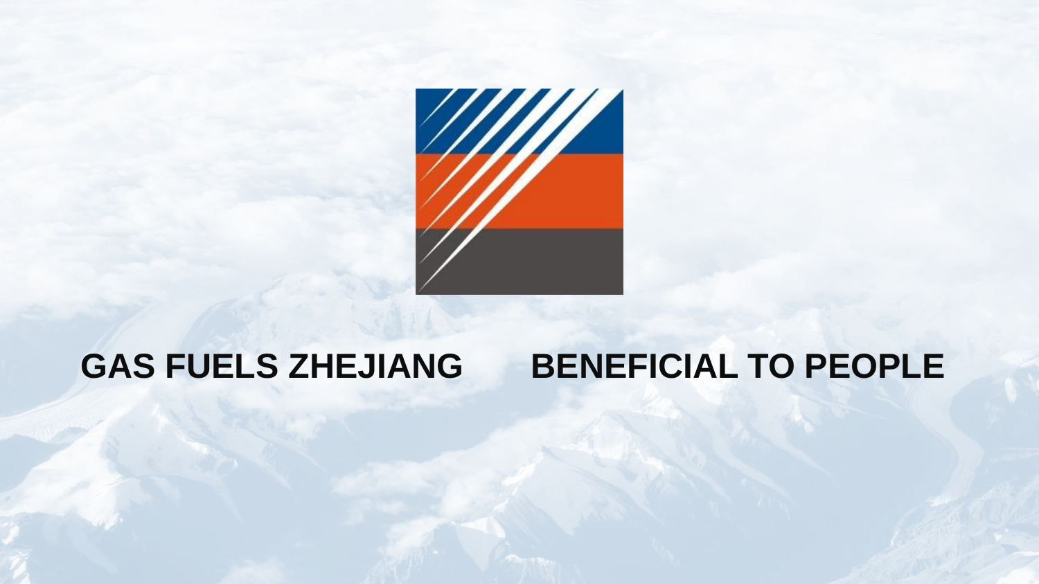**GAS FUELS ZHEJIANG BENEFICIAL TO PEOPLE**